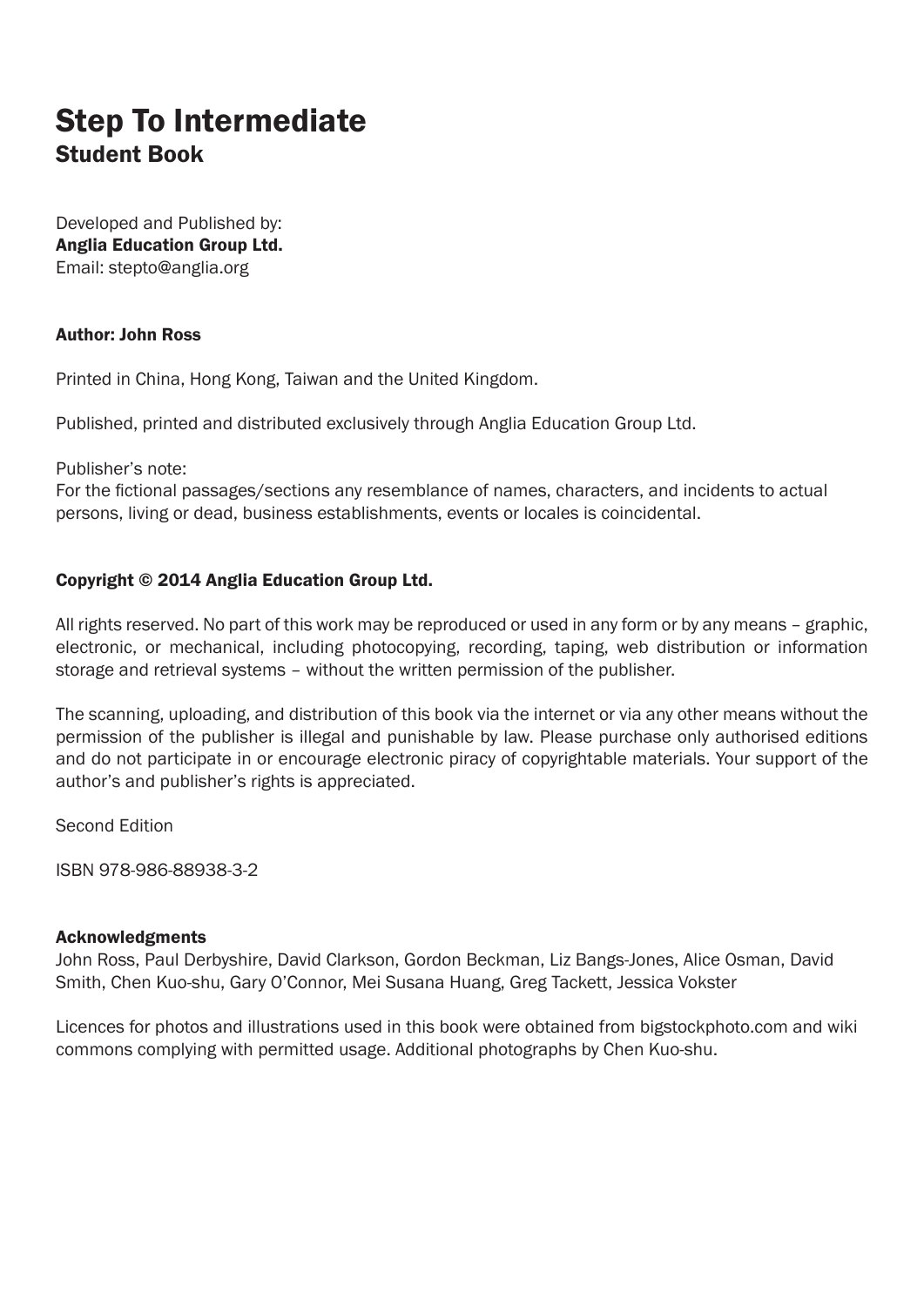# Step To Intermediate
## Student Book

Developed and Published by:
**Anglia Education Group Ltd.**
Email: stepto@anglia.org

**Author: John Ross**

Printed in China, Hong Kong, Taiwan and the United Kingdom.

Published, printed and distributed exclusively through Anglia Education Group Ltd.

Publisher's note:
For the fictional passages/sections any resemblance of names, characters, and incidents to actual persons, living or dead, business establishments, events or locales is coincidental.

**Copyright © 2014 Anglia Education Group Ltd.**

All rights reserved. No part of this work may be reproduced or used in any form or by any means – graphic, electronic, or mechanical, including photocopying, recording, taping, web distribution or information storage and retrieval systems – without the written permission of the publisher.

The scanning, uploading, and distribution of this book via the internet or via any other means without the permission of the publisher is illegal and punishable by law. Please purchase only authorised editions and do not participate in or encourage electronic piracy of copyrightable materials. Your support of the author's and publisher's rights is appreciated.

Second Edition

ISBN 978-986-88938-3-2

**Acknowledgments**
John Ross, Paul Derbyshire, David Clarkson, Gordon Beckman, Liz Bangs-Jones, Alice Osman, David Smith, Chen Kuo-shu, Gary O'Connor, Mei Susana Huang, Greg Tackett, Jessica Vokster

Licences for photos and illustrations used in this book were obtained from bigstockphoto.com and wiki commons complying with permitted usage. Additional photographs by Chen Kuo-shu.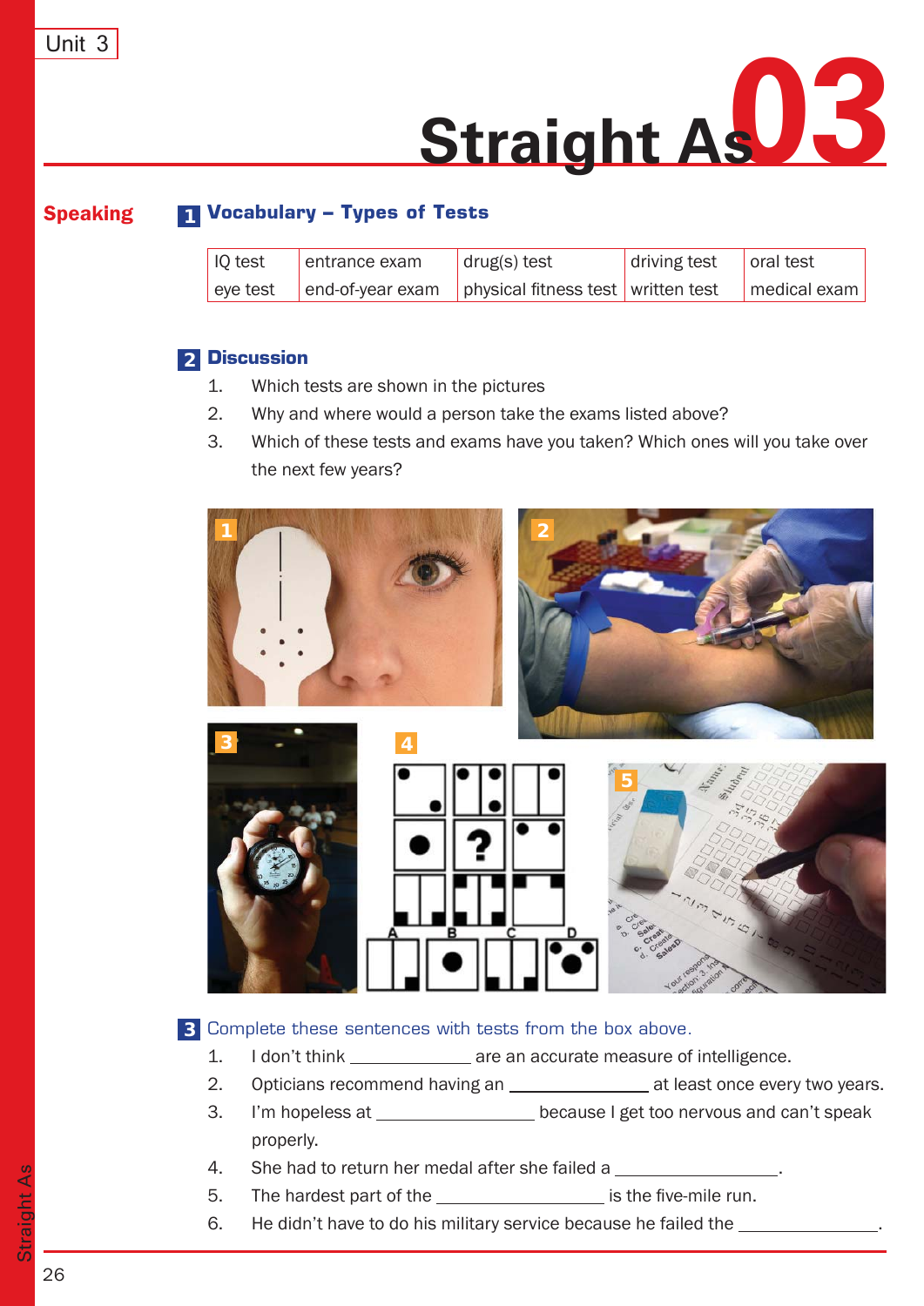# Straight As 03

## Speaking

### 1 Vocabulary – Types of Tests

| IQ test | entrance exam | drug(s) test | driving test | oral test |
|---|---|---|---|---|
| eye test | end-of-year exam | physical fitness test | written test | medical exam |

### 2 Discussion

1. Which tests are shown in the pictures
2. Why and where would a person take the exams listed above?
3. Which of these tests and exams have you taken? Which ones will you take over the next few years?

### 3 Complete these sentences with tests from the box above.

1. I don't think ____________ are an accurate measure of intelligence.
2. Opticians recommend having an ______________ at least once every two years.
3. I'm hopeless at ________________ because I get too nervous and can't speak properly.
4. She had to return her medal after she failed a ________________.
5. The hardest part of the __________________ is the five-mile run.
6. He didn't have to do his military service because he failed the ______________.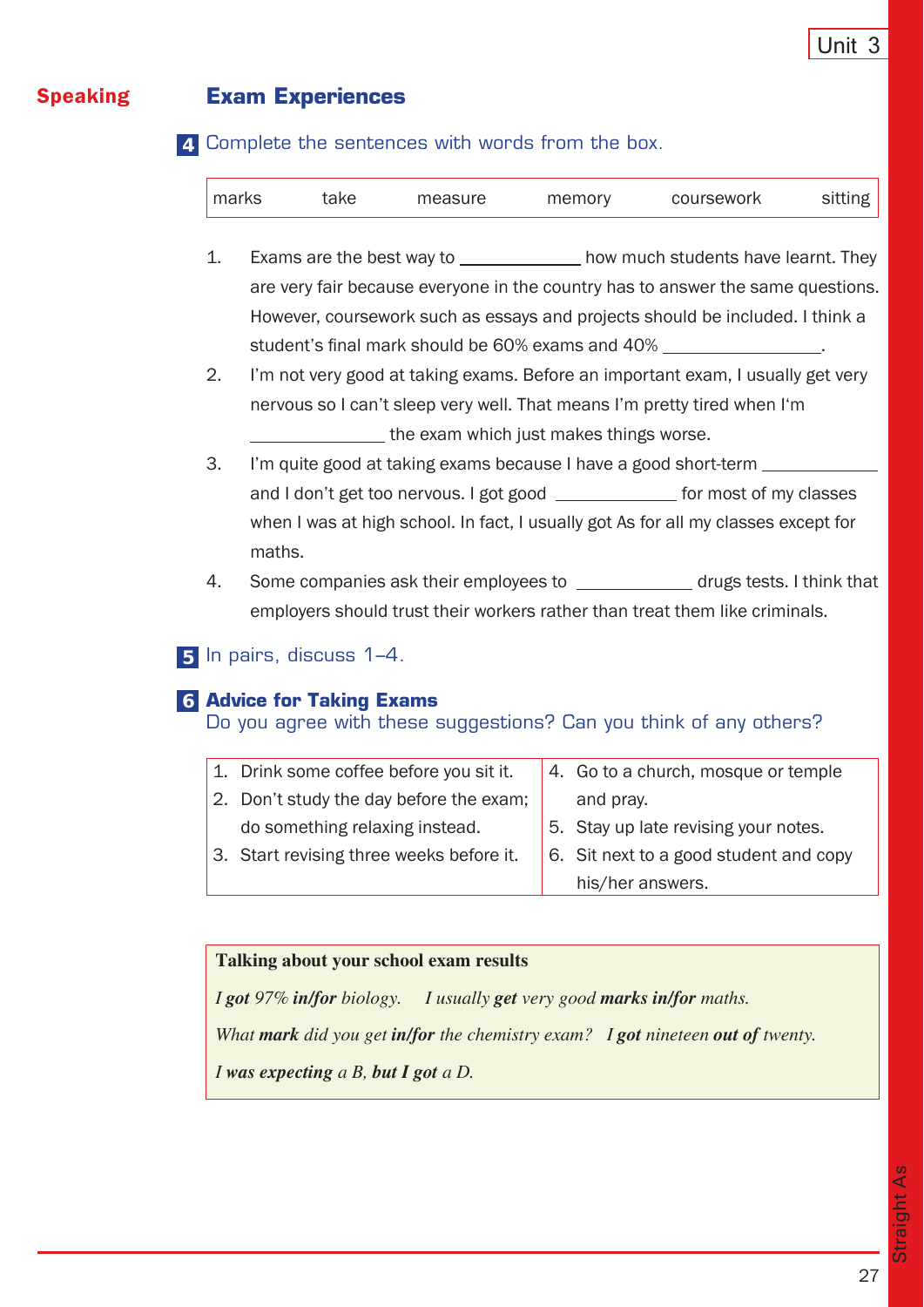## Speaking

### Exam Experiences

**4** Complete the sentences with words from the box.

| marks | take | measure | memory | coursework | sitting |
|---|---|---|---|---|---|

1. Exams are the best way to ____________ how much students have learnt. They are very fair because everyone in the country has to answer the same questions. However, coursework such as essays and projects should be included. I think a student's final mark should be 60% exams and 40% ________________.
2. I'm not very good at taking exams. Before an important exam, I usually get very nervous so I can't sleep very well. That means I'm pretty tired when I'm ______________ the exam which just makes things worse.
3. I'm quite good at taking exams because I have a good short-term ____________ and I don't get too nervous. I got good ____________ for most of my classes when I was at high school. In fact, I usually got As for all my classes except for maths.
4. Some companies ask their employees to ____________ drugs tests. I think that employers should trust their workers rather than treat them like criminals.

**5** In pairs, discuss 1–4.

**6** **Advice for Taking Exams**
Do you agree with these suggestions? Can you think of any others?

| | |
|---|---|
| 1. Drink some coffee before you sit it. | 4. Go to a church, mosque or temple and pray. |
| 2. Don't study the day before the exam; do something relaxing instead. | 5. Stay up late revising your notes. |
| 3. Start revising three weeks before it. | 6. Sit next to a good student and copy his/her answers. |

**Talking about your school exam results**

*I **got** 97% **in/for** biology.* *I usually **get** very good **marks in/for** maths.*

*What **mark** did you get **in/for** the chemistry exam?* *I **got** nineteen **out of** twenty.*

*I **was expecting** a B, **but I got** a D.*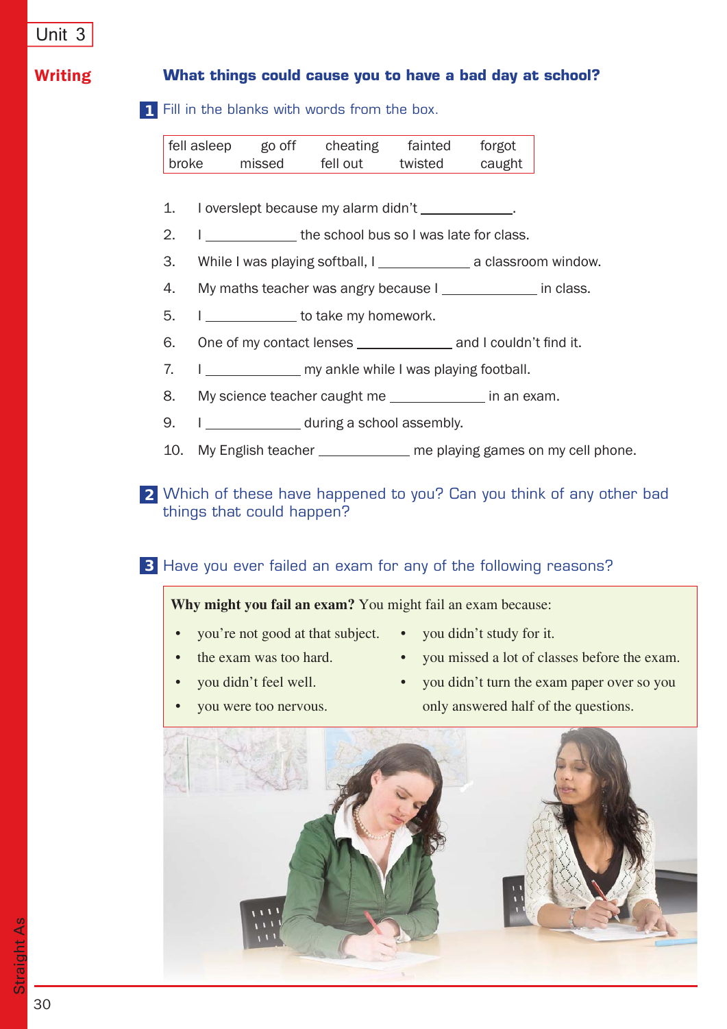## Writing

### What things could cause you to have a bad day at school?

**1** Fill in the blanks with words from the box.

| fell asleep | go off | cheating | fainted | forgot |
|---|---|---|---|---|
| broke | missed | fell out | twisted | caught |

1. I overslept because my alarm didn't ____________.
2. I ____________ the school bus so I was late for class.
3. While I was playing softball, I ____________ a classroom window.
4. My maths teacher was angry because I ____________ in class.
5. I ____________ to take my homework.
6. One of my contact lenses ____________ and I couldn't find it.
7. I ____________ my ankle while I was playing football.
8. My science teacher caught me ____________ in an exam.
9. I ____________ during a school assembly.
10. My English teacher ____________ me playing games on my cell phone.

**2** Which of these have happened to you? Can you think of any other bad things that could happen?

**3** Have you ever failed an exam for any of the following reasons?

**Why might you fail an exam?** You might fail an exam because:

- you're not good at that subject.
- the exam was too hard.
- you didn't feel well.
- you were too nervous.
- you didn't study for it.
- you missed a lot of classes before the exam.
- you didn't turn the exam paper over so you only answered half of the questions.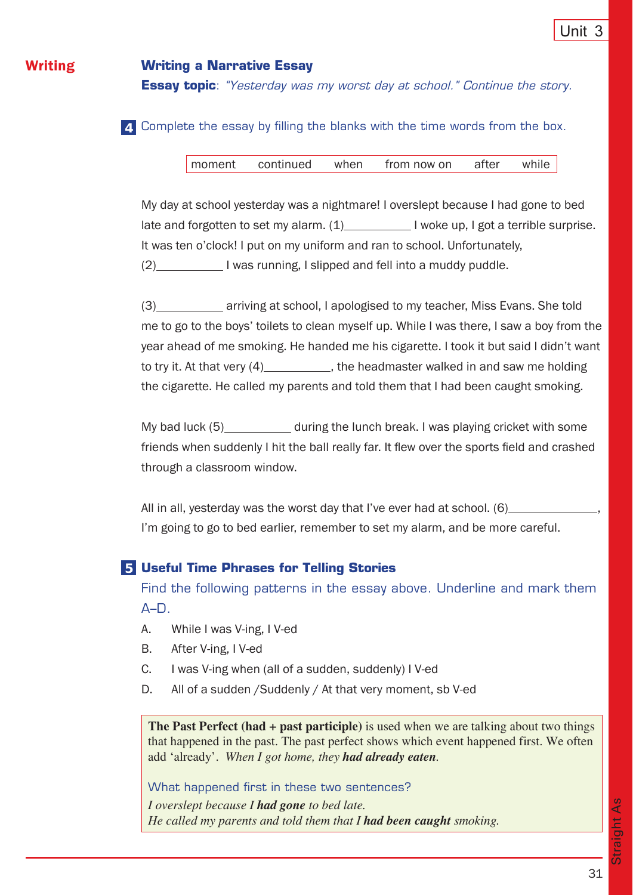## Writing

### Writing a Narrative Essay

**Essay topic**: *"Yesterday was my worst day at school." Continue the story.*

**4** Complete the essay by filling the blanks with the time words from the box.

| | | | | | |
|---|---|---|---|---|---|
| moment | continued | when | from now on | after | while |

My day at school yesterday was a nightmare! I overslept because I had gone to bed late and forgotten to set my alarm. (1)__________ I woke up, I got a terrible surprise. It was ten o'clock! I put on my uniform and ran to school. Unfortunately, (2)__________ I was running, I slipped and fell into a muddy puddle.

(3)__________ arriving at school, I apologised to my teacher, Miss Evans. She told me to go to the boys' toilets to clean myself up. While I was there, I saw a boy from the year ahead of me smoking. He handed me his cigarette. I took it but said I didn't want to try it. At that very (4)__________, the headmaster walked in and saw me holding the cigarette. He called my parents and told them that I had been caught smoking.

My bad luck (5)__________ during the lunch break. I was playing cricket with some friends when suddenly I hit the ball really far. It flew over the sports field and crashed through a classroom window.

All in all, yesterday was the worst day that I've ever had at school. (6)_____________, I'm going to go to bed earlier, remember to set my alarm, and be more careful.

**5** **Useful Time Phrases for Telling Stories**

Find the following patterns in the essay above. Underline and mark them A–D.

A. While I was V-ing, I V-ed

B. After V-ing, I V-ed

C. I was V-ing when (all of a sudden, suddenly) I V-ed

D. All of a sudden /Suddenly / At that very moment, sb V-ed

**The Past Perfect (had + past participle)** is used when we are talking about two things that happened in the past. The past perfect shows which event happened first. We often add 'already'. *When I got home, they **had already eaten**.*

What happened first in these two sentences?

*I overslept because I **had gone** to bed late.*

*He called my parents and told them that I **had been caught** smoking.*